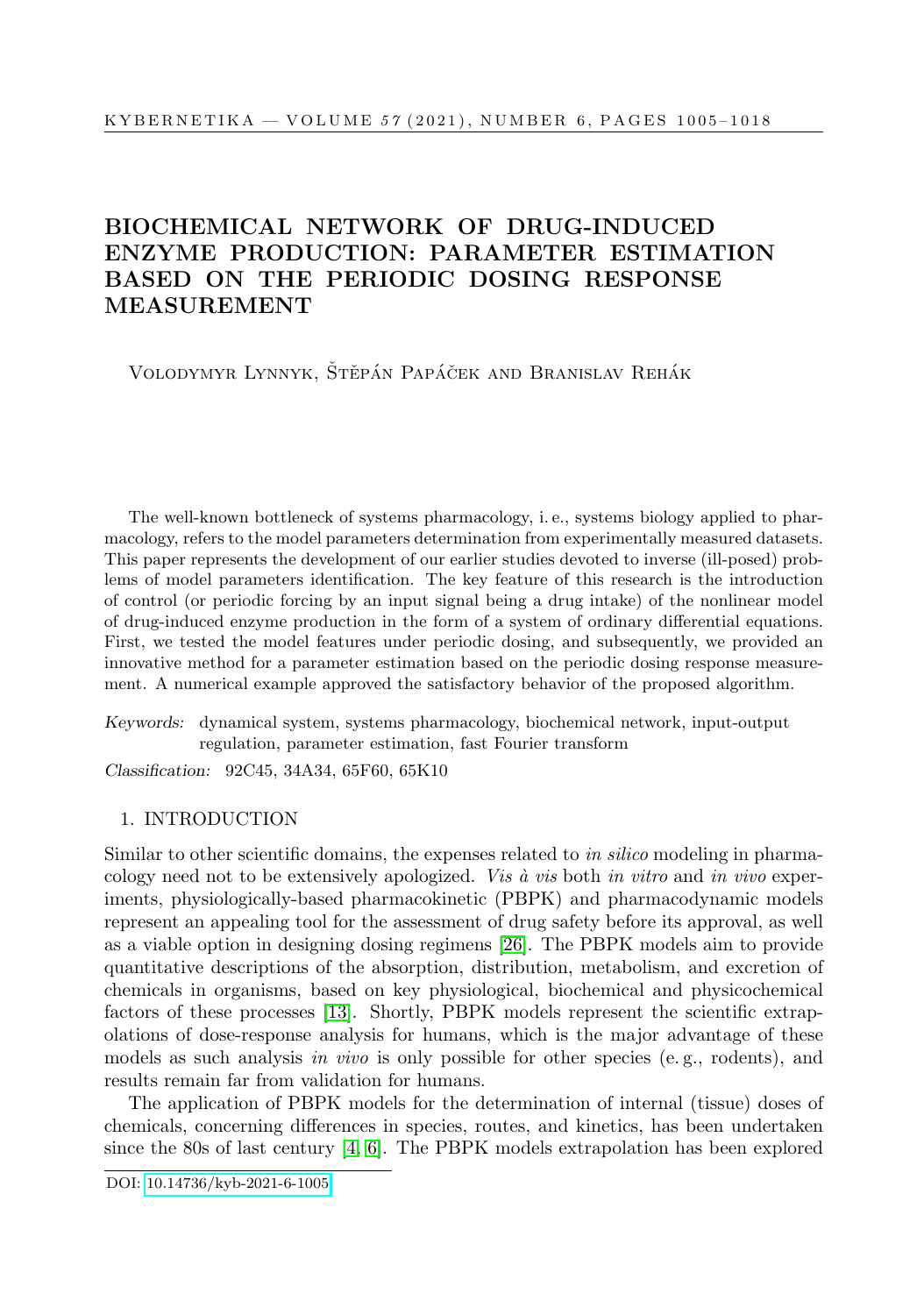# BIOCHEMICAL NETWORK OF DRUG-INDUCED ENZYME PRODUCTION: PARAMETER ESTIMATION BASED ON THE PERIODIC DOSING RESPONSE MEASUREMENT

Volodymyr Lynnyk, Štěpán Papáček and Branislav Rehák

The well-known bottleneck of systems pharmacology, i. e., systems biology applied to pharmacology, refers to the model parameters determination from experimentally measured datasets. This paper represents the development of our earlier studies devoted to inverse (ill-posed) problems of model parameters identification. The key feature of this research is the introduction of control (or periodic forcing by an input signal being a drug intake) of the nonlinear model of drug-induced enzyme production in the form of a system of ordinary differential equations. First, we tested the model features under periodic dosing, and subsequently, we provided an innovative method for a parameter estimation based on the periodic dosing response measurement. A numerical example approved the satisfactory behavior of the proposed algorithm.

*Keywords:* dynamical system, systems pharmacology, biochemical network, input-output regulation, parameter estimation, fast Fourier transform

*Classification:* 92C45, 34A34, 65F60, 65K10

## 1. INTRODUCTION

Similar to other scientific domains, the expenses related to *in silico* modeling in pharmacology need not to be extensively apologized. *Vis à vis* both *in vitro* and *in vivo* experiments, physiologically-based pharmacokinetic (PBPK) and pharmacodynamic models represent an appealing tool for the assessment of drug safety before its approval, as well as a viable option in designing dosing regimens [26]. The PBPK models aim to provide quantitative descriptions of the absorption, distribution, metabolism, and excretion of chemicals in organisms, based on key physiological, biochemical and physicochemical factors of these processes [13]. Shortly, PBPK models represent the scientific extrapolations of dose-response analysis for humans, which is the major advantage of these models as such analysis *in vivo* is only possible for other species (e. g., rodents), and results remain far from validation for humans.

The application of PBPK models for the determination of internal (tissue) doses of chemicals, concerning differences in species, routes, and kinetics, has been undertaken since the 80s of last century [4, 6]. The PBPK models extrapolation has been explored

DOI: 10.14736/kyb-2021-6-1005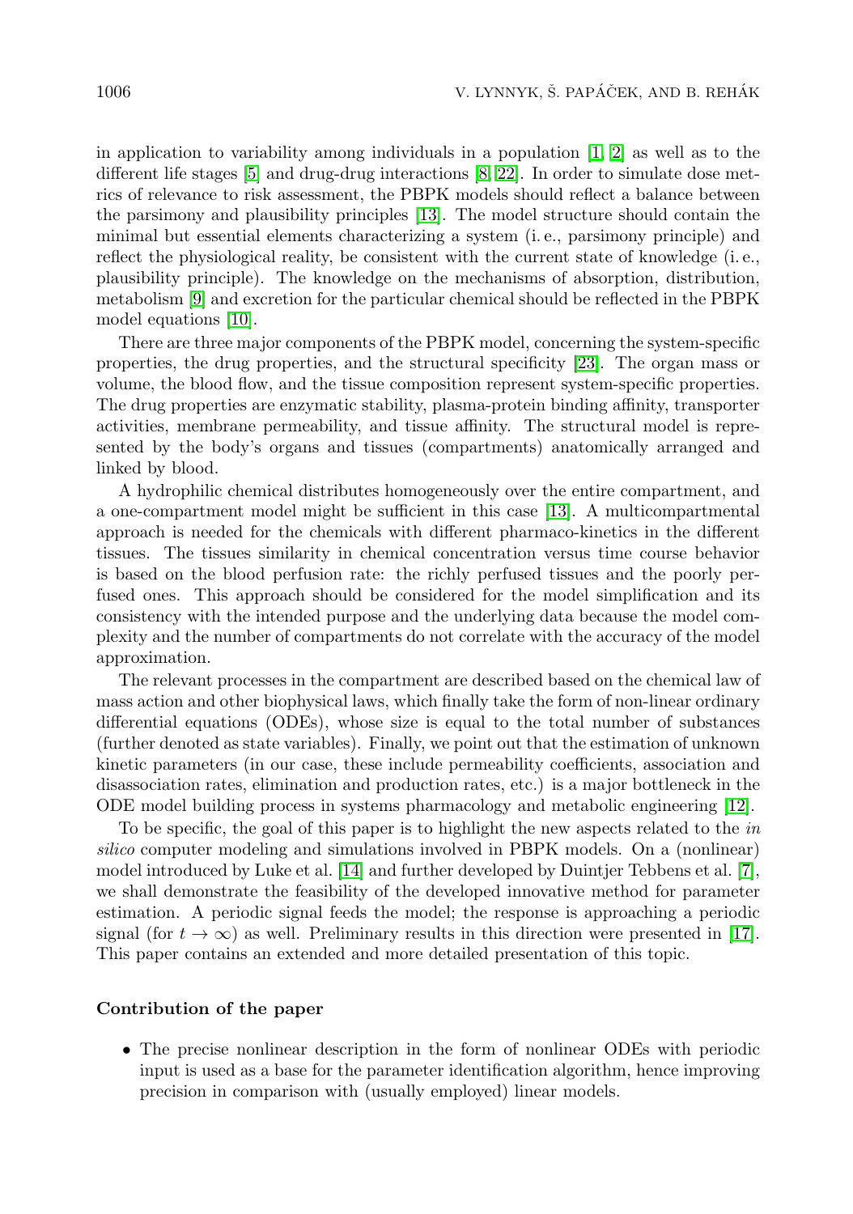in application to variability among individuals in a population [1, 2] as well as to the different life stages [5] and drug-drug interactions [8, 22]. In order to simulate dose metrics of relevance to risk assessment, the PBPK models should reflect a balance between the parsimony and plausibility principles [13]. The model structure should contain the minimal but essential elements characterizing a system (i. e., parsimony principle) and reflect the physiological reality, be consistent with the current state of knowledge (i. e., plausibility principle). The knowledge on the mechanisms of absorption, distribution, metabolism [9] and excretion for the particular chemical should be reflected in the PBPK model equations [10].

There are three major components of the PBPK model, concerning the system-specific properties, the drug properties, and the structural specificity [23]. The organ mass or volume, the blood flow, and the tissue composition represent system-specific properties. The drug properties are enzymatic stability, plasma-protein binding affinity, transporter activities, membrane permeability, and tissue affinity. The structural model is represented by the body's organs and tissues (compartments) anatomically arranged and linked by blood.

A hydrophilic chemical distributes homogeneously over the entire compartment, and a one-compartment model might be sufficient in this case [13]. A multicompartmental approach is needed for the chemicals with different pharmaco-kinetics in the different tissues. The tissues similarity in chemical concentration versus time course behavior is based on the blood perfusion rate: the richly perfused tissues and the poorly perfused ones. This approach should be considered for the model simplification and its consistency with the intended purpose and the underlying data because the model complexity and the number of compartments do not correlate with the accuracy of the model approximation.

The relevant processes in the compartment are described based on the chemical law of mass action and other biophysical laws, which finally take the form of non-linear ordinary differential equations (ODEs), whose size is equal to the total number of substances (further denoted as state variables). Finally, we point out that the estimation of unknown kinetic parameters (in our case, these include permeability coefficients, association and disassociation rates, elimination and production rates, etc.) is a major bottleneck in the ODE model building process in systems pharmacology and metabolic engineering [12].

To be specific, the goal of this paper is to highlight the new aspects related to the *in silico* computer modeling and simulations involved in PBPK models. On a (nonlinear) model introduced by Luke et al. [14] and further developed by Duintjer Tebbens et al. [7], we shall demonstrate the feasibility of the developed innovative method for parameter estimation. A periodic signal feeds the model; the response is approaching a periodic signal (for $t \to \infty$) as well. Preliminary results in this direction were presented in [17]. This paper contains an extended and more detailed presentation of this topic.

**Contribution of the paper**

- The precise nonlinear description in the form of nonlinear ODEs with periodic input is used as a base for the parameter identification algorithm, hence improving precision in comparison with (usually employed) linear models.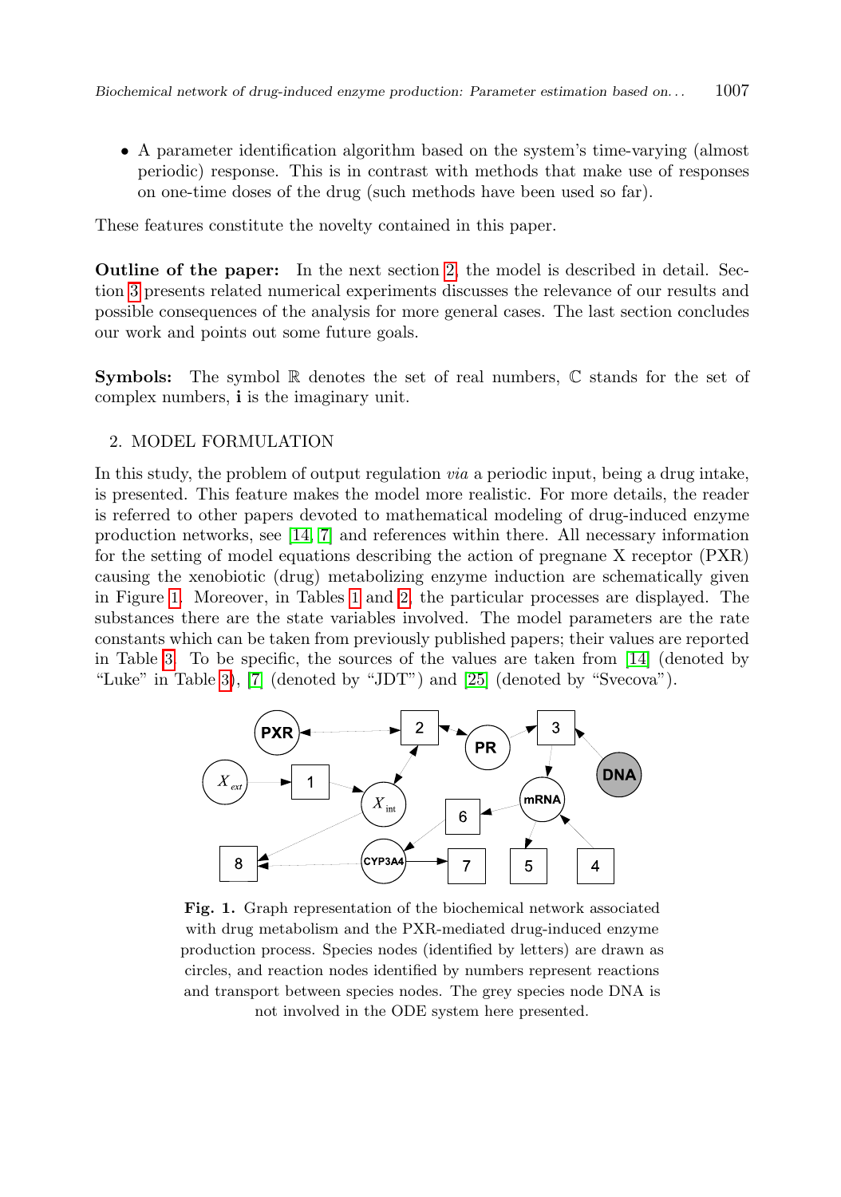- A parameter identification algorithm based on the system's time-varying (almost periodic) response. This is in contrast with methods that make use of responses on one-time doses of the drug (such methods have been used so far).

These features constitute the novelty contained in this paper.

**Outline of the paper:** In the next section 2, the model is described in detail. Section 3 presents related numerical experiments discusses the relevance of our results and possible consequences of the analysis for more general cases. The last section concludes our work and points out some future goals.

**Symbols:** The symbol $\mathbb{R}$ denotes the set of real numbers, $\mathbb{C}$ stands for the set of complex numbers, $\mathbf{i}$ is the imaginary unit.

## 2. MODEL FORMULATION

In this study, the problem of output regulation *via* a periodic input, being a drug intake, is presented. This feature makes the model more realistic. For more details, the reader is referred to other papers devoted to mathematical modeling of drug-induced enzyme production networks, see [14, 7] and references within there. All necessary information for the setting of model equations describing the action of pregnane X receptor (PXR) causing the xenobiotic (drug) metabolizing enzyme induction are schematically given in Figure 1. Moreover, in Tables 1 and 2, the particular processes are displayed. The substances there are the state variables involved. The model parameters are the rate constants which can be taken from previously published papers; their values are reported in Table 3. To be specific, the sources of the values are taken from [14] (denoted by "Luke" in Table 3), [7] (denoted by "JDT") and [25] (denoted by "Svecova").

**Fig. 1.** Graph representation of the biochemical network associated with drug metabolism and the PXR-mediated drug-induced enzyme production process. Species nodes (identified by letters) are drawn as circles, and reaction nodes identified by numbers represent reactions and transport between species nodes. The grey species node DNA is not involved in the ODE system here presented.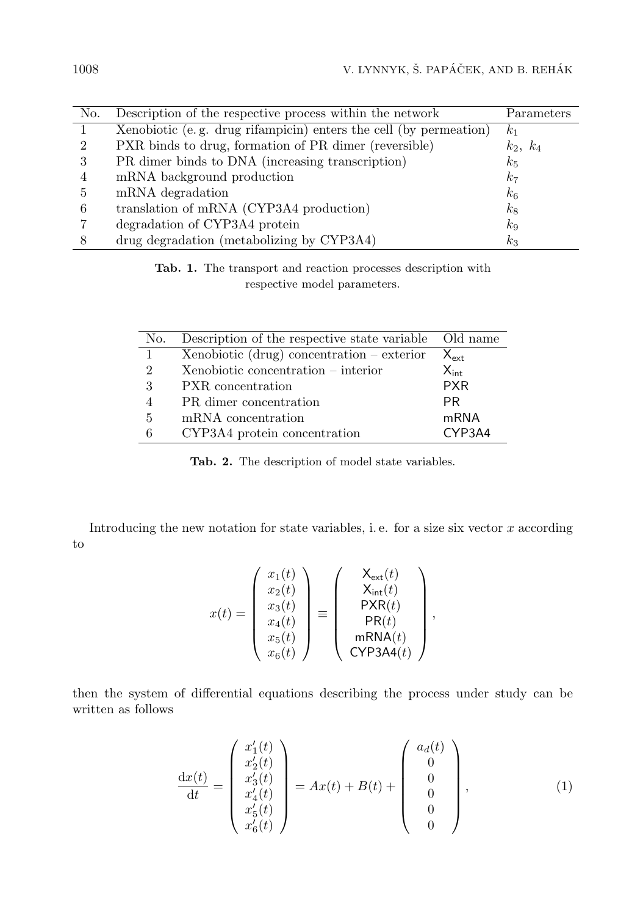| No. | Description of the respective process within the network | Parameters |
|---|---|---|
| 1 | Xenobiotic (e. g. drug rifampicin) enters the cell (by permeation) | $k_1$ |
| 2 | PXR binds to drug, formation of PR dimer (reversible) | $k_2,\ k_4$ |
| 3 | PR dimer binds to DNA (increasing transcription) | $k_5$ |
| 4 | mRNA background production | $k_7$ |
| 5 | mRNA degradation | $k_6$ |
| 6 | translation of mRNA (CYP3A4 production) | $k_8$ |
| 7 | degradation of CYP3A4 protein | $k_9$ |
| 8 | drug degradation (metabolizing by CYP3A4) | $k_3$ |

**Tab. 1.** The transport and reaction processes description with respective model parameters.

| No. | Description of the respective state variable | Old name |
|---|---|---|
| 1 | Xenobiotic (drug) concentration – exterior | $\mathsf{X}_{\mathsf{ext}}$ |
| 2 | Xenobiotic concentration – interior | $\mathsf{X}_{\mathsf{int}}$ |
| 3 | PXR concentration | PXR |
| 4 | PR dimer concentration | PR |
| 5 | mRNA concentration | mRNA |
| 6 | CYP3A4 protein concentration | CYP3A4 |

**Tab. 2.** The description of model state variables.

Introducing the new notation for state variables, i. e. for a size six vector $x$ according to

$$x(t) = \begin{pmatrix} x_1(t) \\ x_2(t) \\ x_3(t) \\ x_4(t) \\ x_5(t) \\ x_6(t) \end{pmatrix} \equiv \begin{pmatrix} \mathsf{X}_{\mathsf{ext}}(t) \\ \mathsf{X}_{\mathsf{int}}(t) \\ \mathsf{PXR}(t) \\ \mathsf{PR}(t) \\ \mathsf{mRNA}(t) \\ \mathsf{CYP3A4}(t) \end{pmatrix},$$

then the system of differential equations describing the process under study can be written as follows

$$\frac{\mathrm{d}x(t)}{\mathrm{d}t} = \begin{pmatrix} x_1'(t) \\ x_2'(t) \\ x_3'(t) \\ x_4'(t) \\ x_5'(t) \\ x_6'(t) \end{pmatrix} = Ax(t) + B(t) + \begin{pmatrix} a_d(t) \\ 0 \\ 0 \\ 0 \\ 0 \\ 0 \end{pmatrix}, \tag{1}$$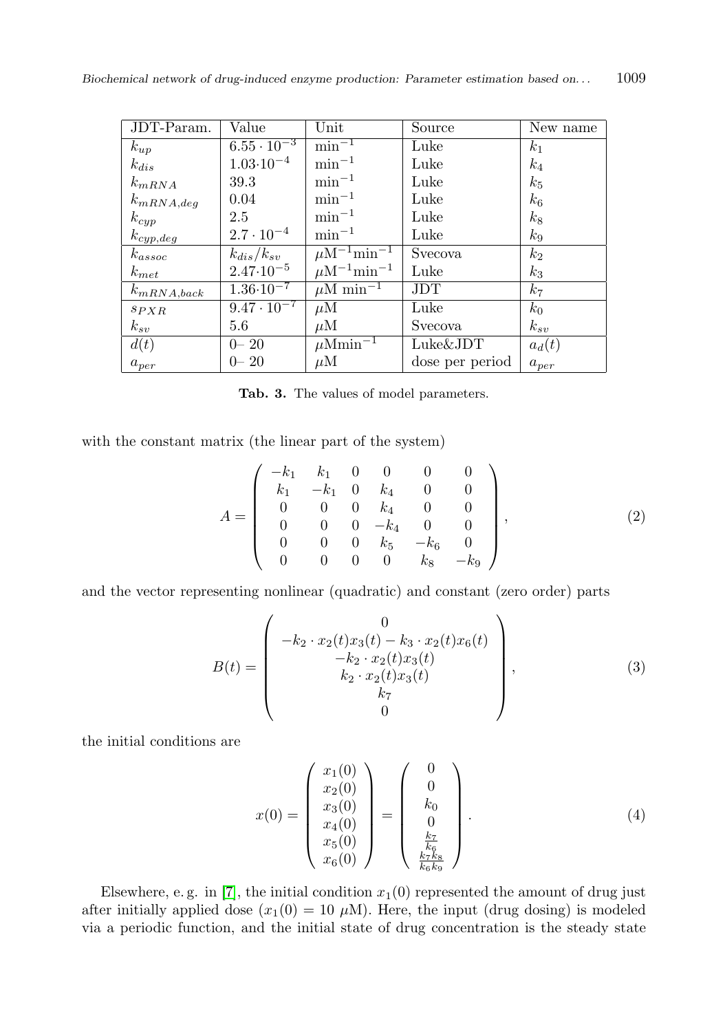| JDT-Param. | Value | Unit | Source | New name |
|---|---|---|---|---|
| $k_{up}$ | $6.55 \cdot 10^{-3}$ | $\text{min}^{-1}$ | Luke | $k_1$ |
| $k_{dis}$ | $1.03 \cdot 10^{-4}$ | $\text{min}^{-1}$ | Luke | $k_4$ |
| $k_{mRNA}$ | 39.3 | $\text{min}^{-1}$ | Luke | $k_5$ |
| $k_{mRNA,deg}$ | 0.04 | $\text{min}^{-1}$ | Luke | $k_6$ |
| $k_{cyp}$ | 2.5 | $\text{min}^{-1}$ | Luke | $k_8$ |
| $k_{cyp,deg}$ | $2.7 \cdot 10^{-4}$ | $\text{min}^{-1}$ | Luke | $k_9$ |
| $k_{assoc}$ | $k_{dis}/k_{sv}$ | $\mu\text{M}^{-1}\text{min}^{-1}$ | Svecova | $k_2$ |
| $k_{met}$ | $2.47 \cdot 10^{-5}$ | $\mu\text{M}^{-1}\text{min}^{-1}$ | Luke | $k_3$ |
| $k_{mRNA,back}$ | $1.36 \cdot 10^{-7}$ | $\mu\text{M min}^{-1}$ | JDT | $k_7$ |
| $s_{PXR}$ | $9.47 \cdot 10^{-7}$ | $\mu$M | Luke | $k_0$ |
| $k_{sv}$ | 5.6 | $\mu$M | Svecova | $k_{sv}$ |
| $d(t)$ | 0– 20 | $\mu\text{Mmin}^{-1}$ | Luke&JDT | $a_d(t)$ |
| $a_{per}$ | 0– 20 | $\mu$M | dose per period | $a_{per}$ |

**Tab. 3.** The values of model parameters.

with the constant matrix (the linear part of the system)

$$A = \begin{pmatrix} -k_1 & k_1 & 0 & 0 & 0 & 0 \\ k_1 & -k_1 & 0 & k_4 & 0 & 0 \\ 0 & 0 & 0 & k_4 & 0 & 0 \\ 0 & 0 & 0 & -k_4 & 0 & 0 \\ 0 & 0 & 0 & k_5 & -k_6 & 0 \\ 0 & 0 & 0 & 0 & k_8 & -k_9 \end{pmatrix}, \tag{2}$$

and the vector representing nonlinear (quadratic) and constant (zero order) parts

$$B(t) = \begin{pmatrix} 0 \\ -k_2 \cdot x_2(t)x_3(t) - k_3 \cdot x_2(t)x_6(t) \\ -k_2 \cdot x_2(t)x_3(t) \\ k_2 \cdot x_2(t)x_3(t) \\ k_7 \\ 0 \end{pmatrix}, \tag{3}$$

the initial conditions are

$$x(0) = \begin{pmatrix} x_1(0) \\ x_2(0) \\ x_3(0) \\ x_4(0) \\ x_5(0) \\ x_6(0) \end{pmatrix} = \begin{pmatrix} 0 \\ 0 \\ k_0 \\ 0 \\ \frac{k_7}{k_6} \\ \frac{k_7 k_8}{k_6 k_9} \end{pmatrix}. \tag{4}$$

Elsewhere, e. g. in [7], the initial condition $x_1(0)$ represented the amount of drug just after initially applied dose ($x_1(0) = 10$ $\mu$M). Here, the input (drug dosing) is modeled via a periodic function, and the initial state of drug concentration is the steady state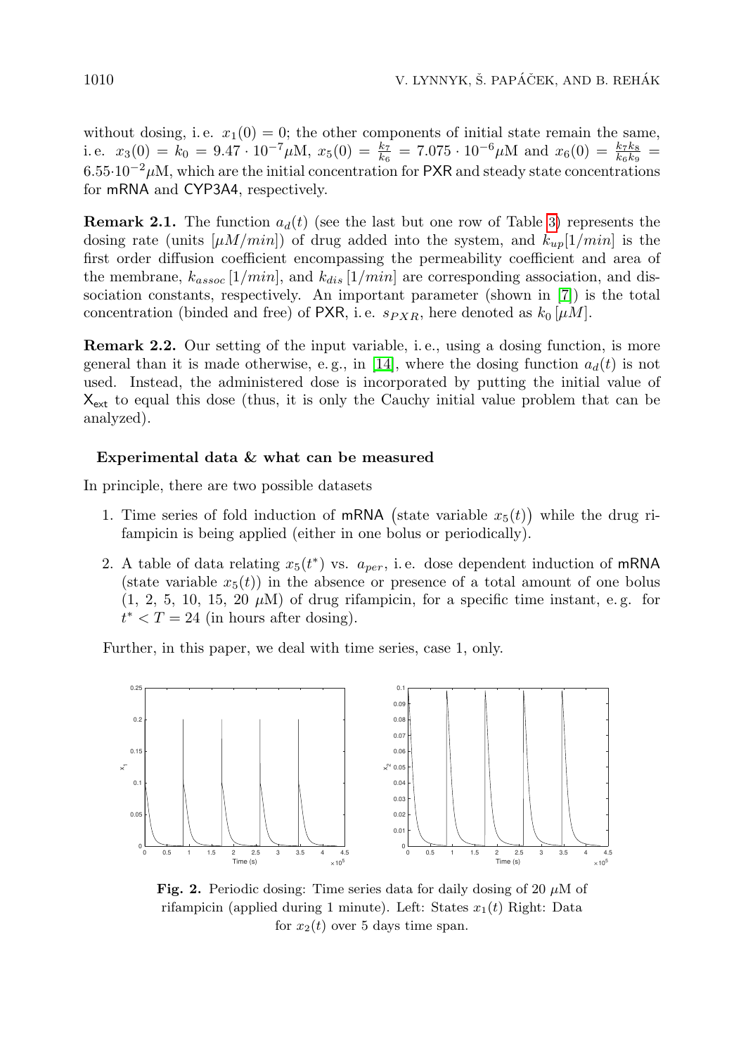without dosing, i. e. $x_1(0) = 0$; the other components of initial state remain the same, i. e. $x_3(0) = k_0 = 9.47 \cdot 10^{-7} \mu$M, $x_5(0) = \frac{k_7}{k_6} = 7.075 \cdot 10^{-6} \mu$M and $x_6(0) = \frac{k_7 k_8}{k_6 k_9} = 6.55 \cdot 10^{-2} \mu$M, which are the initial concentration for PXR and steady state concentrations for mRNA and CYP3A4, respectively.

**Remark 2.1.** The function $a_d(t)$ (see the last but one row of Table 3) represents the dosing rate (units $[\mu M/min]$) of drug added into the system, and $k_{up}[1/min]$ is the first order diffusion coefficient encompassing the permeability coefficient and area of the membrane, $k_{assoc}\,[1/min]$, and $k_{dis}\,[1/min]$ are corresponding association, and dissociation constants, respectively. An important parameter (shown in [7]) is the total concentration (binded and free) of PXR, i. e. $s_{PXR}$, here denoted as $k_0\,[\mu M]$.

**Remark 2.2.** Our setting of the input variable, i. e., using a dosing function, is more general than it is made otherwise, e. g., in [14], where the dosing function $a_d(t)$ is not used. Instead, the administered dose is incorporated by putting the initial value of $X_{ext}$ to equal this dose (thus, it is only the Cauchy initial value problem that can be analyzed).

### Experimental data & what can be measured

In principle, there are two possible datasets

1. Time series of fold induction of mRNA (state variable $x_5(t)$) while the drug rifampicin is being applied (either in one bolus or periodically).
2. A table of data relating $x_5(t^*)$ vs. $a_{per}$, i. e. dose dependent induction of mRNA (state variable $x_5(t)$) in the absence or presence of a total amount of one bolus (1, 2, 5, 10, 15, 20 $\mu$M) of drug rifampicin, for a specific time instant, e. g. for $t^* < T = 24$ (in hours after dosing).

Further, in this paper, we deal with time series, case 1, only.

**Fig. 2.** Periodic dosing: Time series data for daily dosing of 20 $\mu$M of rifampicin (applied during 1 minute). Left: States $x_1(t)$ Right: Data for $x_2(t)$ over 5 days time span.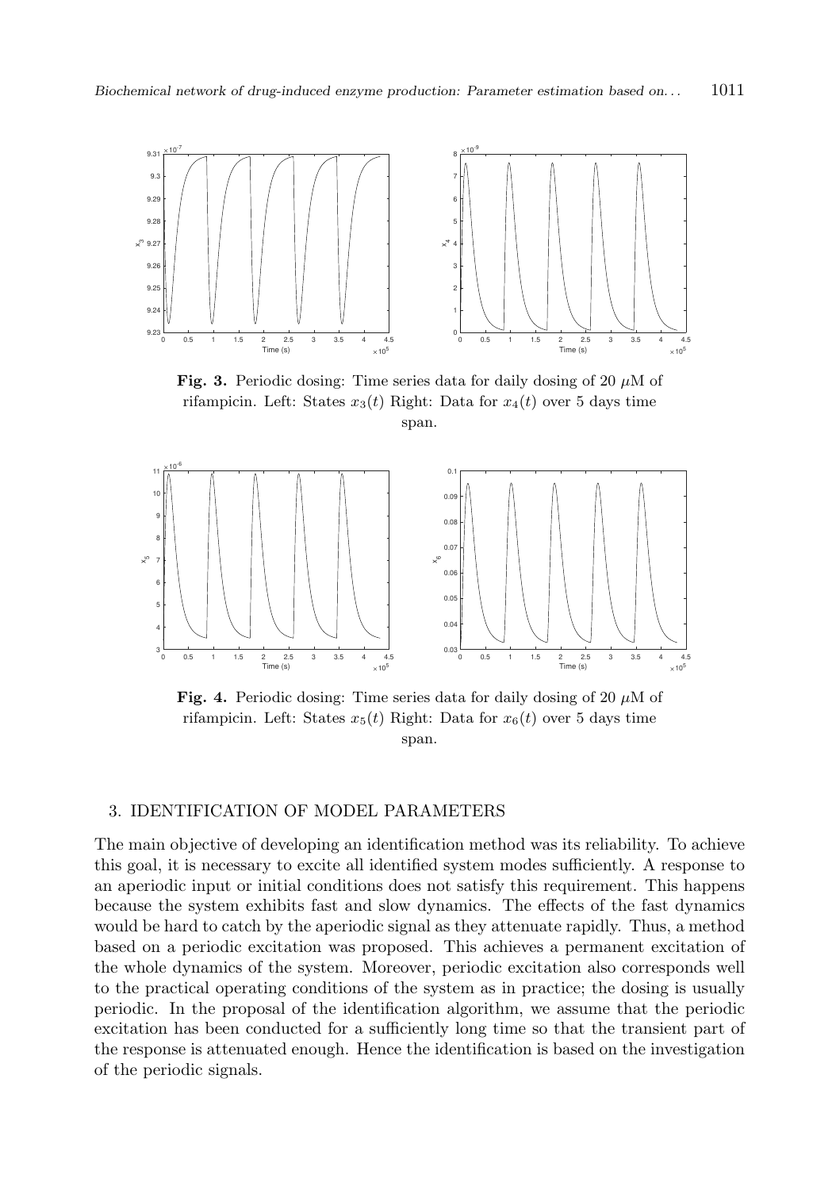**Fig. 3.** Periodic dosing: Time series data for daily dosing of 20 $\mu$M of rifampicin. Left: States $x_3(t)$ Right: Data for $x_4(t)$ over 5 days time span.

**Fig. 4.** Periodic dosing: Time series data for daily dosing of 20 $\mu$M of rifampicin. Left: States $x_5(t)$ Right: Data for $x_6(t)$ over 5 days time span.

## 3. IDENTIFICATION OF MODEL PARAMETERS

The main objective of developing an identification method was its reliability. To achieve this goal, it is necessary to excite all identified system modes sufficiently. A response to an aperiodic input or initial conditions does not satisfy this requirement. This happens because the system exhibits fast and slow dynamics. The effects of the fast dynamics would be hard to catch by the aperiodic signal as they attenuate rapidly. Thus, a method based on a periodic excitation was proposed. This achieves a permanent excitation of the whole dynamics of the system. Moreover, periodic excitation also corresponds well to the practical operating conditions of the system as in practice; the dosing is usually periodic. In the proposal of the identification algorithm, we assume that the periodic excitation has been conducted for a sufficiently long time so that the transient part of the response is attenuated enough. Hence the identification is based on the investigation of the periodic signals.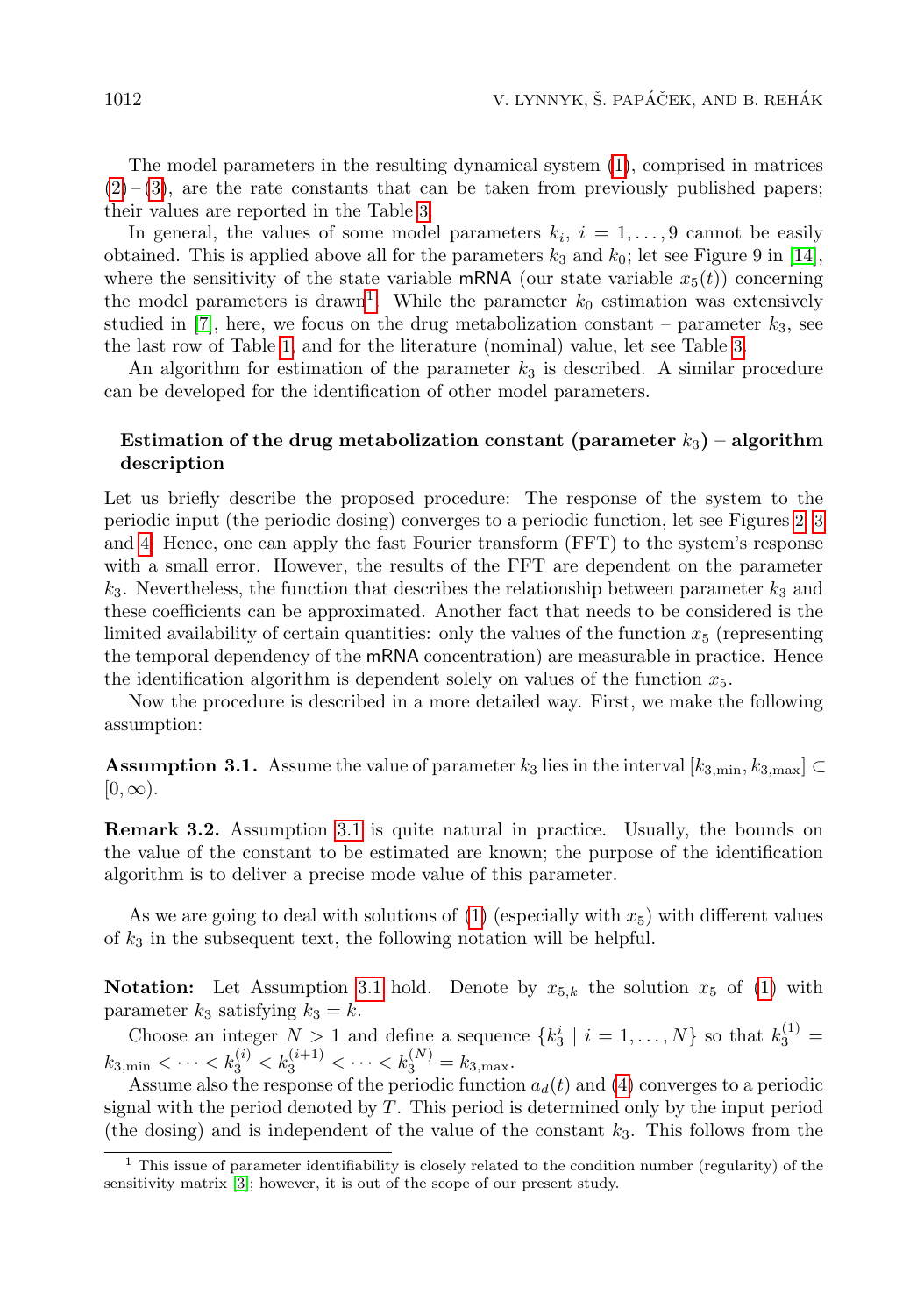The model parameters in the resulting dynamical system (1), comprised in matrices (2) – (3), are the rate constants that can be taken from previously published papers; their values are reported in the Table 3.

In general, the values of some model parameters $k_i$, $i = 1, \ldots, 9$ cannot be easily obtained. This is applied above all for the parameters $k_3$ and $k_0$; let see Figure 9 in [14], where the sensitivity of the state variable mRNA (our state variable $x_5(t)$) concerning the model parameters is drawn[1]. While the parameter $k_0$ estimation was extensively studied in [7], here, we focus on the drug metabolization constant – parameter $k_3$, see the last row of Table 1, and for the literature (nominal) value, let see Table 3.

An algorithm for estimation of the parameter $k_3$ is described. A similar procedure can be developed for the identification of other model parameters.

### Estimation of the drug metabolization constant (parameter $k_3$) – algorithm description

Let us briefly describe the proposed procedure: The response of the system to the periodic input (the periodic dosing) converges to a periodic function, let see Figures 2, 3 and 4. Hence, one can apply the fast Fourier transform (FFT) to the system's response with a small error. However, the results of the FFT are dependent on the parameter $k_3$. Nevertheless, the function that describes the relationship between parameter $k_3$ and these coefficients can be approximated. Another fact that needs to be considered is the limited availability of certain quantities: only the values of the function $x_5$ (representing the temporal dependency of the mRNA concentration) are measurable in practice. Hence the identification algorithm is dependent solely on values of the function $x_5$.

Now the procedure is described in a more detailed way. First, we make the following assumption:

**Assumption 3.1.** Assume the value of parameter $k_3$ lies in the interval $[k_{3,\min}, k_{3,\max}] \subset [0, \infty)$.

**Remark 3.2.** Assumption 3.1 is quite natural in practice. Usually, the bounds on the value of the constant to be estimated are known; the purpose of the identification algorithm is to deliver a precise mode value of this parameter.

As we are going to deal with solutions of (1) (especially with $x_5$) with different values of $k_3$ in the subsequent text, the following notation will be helpful.

**Notation:** Let Assumption 3.1 hold. Denote by $x_{5,k}$ the solution $x_5$ of (1) with parameter $k_3$ satisfying $k_3 = k$.

Choose an integer $N > 1$ and define a sequence $\{k_3^i \mid i = 1, \ldots, N\}$ so that $k_3^{(1)} = k_{3,\min} < \cdots < k_3^{(i)} < k_3^{(i+1)} < \cdots < k_3^{(N)} = k_{3,\max}$.

Assume also the response of the periodic function $a_d(t)$ and (4) converges to a periodic signal with the period denoted by $T$. This period is determined only by the input period (the dosing) and is independent of the value of the constant $k_3$. This follows from the

[1] This issue of parameter identifiability is closely related to the condition number (regularity) of the sensitivity matrix [3]; however, it is out of the scope of our present study.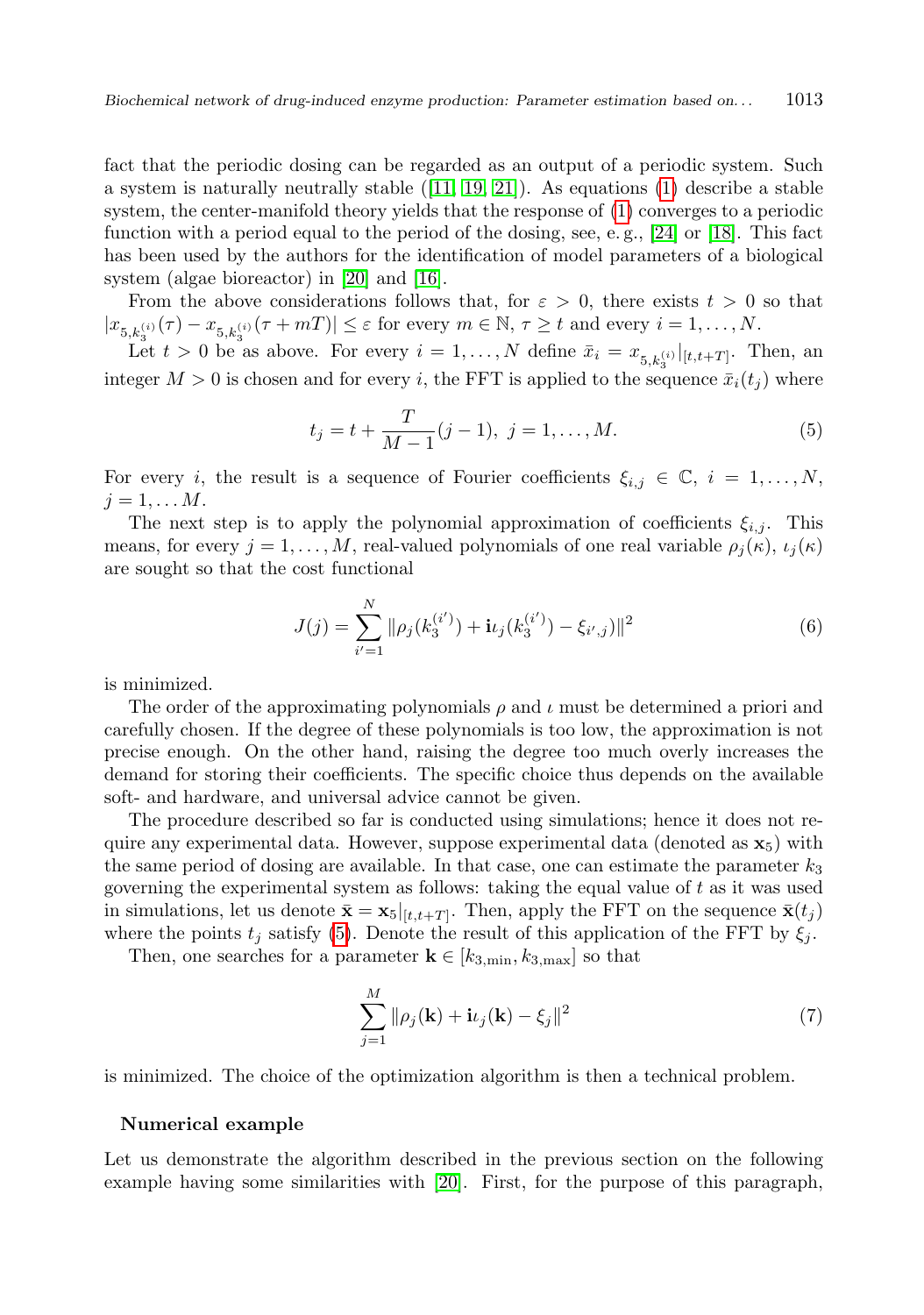fact that the periodic dosing can be regarded as an output of a periodic system. Such a system is naturally neutrally stable ([11, 19, 21]). As equations (1) describe a stable system, the center-manifold theory yields that the response of (1) converges to a periodic function with a period equal to the period of the dosing, see, e. g., [24] or [18]. This fact has been used by the authors for the identification of model parameters of a biological system (algae bioreactor) in [20] and [16].

From the above considerations follows that, for $\varepsilon > 0$, there exists $t > 0$ so that $|x_{5,k_3^{(i)}}(\tau) - x_{5,k_3^{(i)}}(\tau + mT)| \leq \varepsilon$ for every $m \in \mathbb{N}$, $\tau \geq t$ and every $i = 1, \ldots, N$.

Let $t > 0$ be as above. For every $i = 1, \ldots, N$ define $\bar{x}_i = x_{5,k_3^{(i)}}|_{[t,t+T]}$. Then, an integer $M > 0$ is chosen and for every $i$, the FFT is applied to the sequence $\bar{x}_i(t_j)$ where

$$t_j = t + \frac{T}{M-1}(j-1), \; j = 1, \ldots, M. \tag{5}$$

For every $i$, the result is a sequence of Fourier coefficients $\xi_{i,j} \in \mathbb{C}$, $i = 1, \ldots, N$, $j = 1, \ldots M$.

The next step is to apply the polynomial approximation of coefficients $\xi_{i,j}$. This means, for every $j = 1, \ldots, M$, real-valued polynomials of one real variable $\rho_j(\kappa)$, $\iota_j(\kappa)$ are sought so that the cost functional

$$J(j) = \sum_{i'=1}^{N} \| \rho_j(k_3^{(i')}) + \mathbf{i}\iota_j(k_3^{(i')}) - \xi_{i',j} \|^2 \tag{6}$$

is minimized.

The order of the approximating polynomials $\rho$ and $\iota$ must be determined a priori and carefully chosen. If the degree of these polynomials is too low, the approximation is not precise enough. On the other hand, raising the degree too much overly increases the demand for storing their coefficients. The specific choice thus depends on the available soft- and hardware, and universal advice cannot be given.

The procedure described so far is conducted using simulations; hence it does not require any experimental data. However, suppose experimental data (denoted as $\mathbf{x}_5$) with the same period of dosing are available. In that case, one can estimate the parameter $k_3$ governing the experimental system as follows: taking the equal value of $t$ as it was used in simulations, let us denote $\bar{\mathbf{x}} = \mathbf{x}_5|_{[t,t+T]}$. Then, apply the FFT on the sequence $\bar{\mathbf{x}}(t_j)$ where the points $t_j$ satisfy (5). Denote the result of this application of the FFT by $\xi_j$.

Then, one searches for a parameter $\mathbf{k} \in [k_{3,\min}, k_{3,\max}]$ so that

$$\sum_{j=1}^{M} \| \rho_j(\mathbf{k}) + \mathbf{i}\iota_j(\mathbf{k}) - \xi_j \|^2 \tag{7}$$

is minimized. The choice of the optimization algorithm is then a technical problem.

#### Numerical example

Let us demonstrate the algorithm described in the previous section on the following example having some similarities with [20]. First, for the purpose of this paragraph,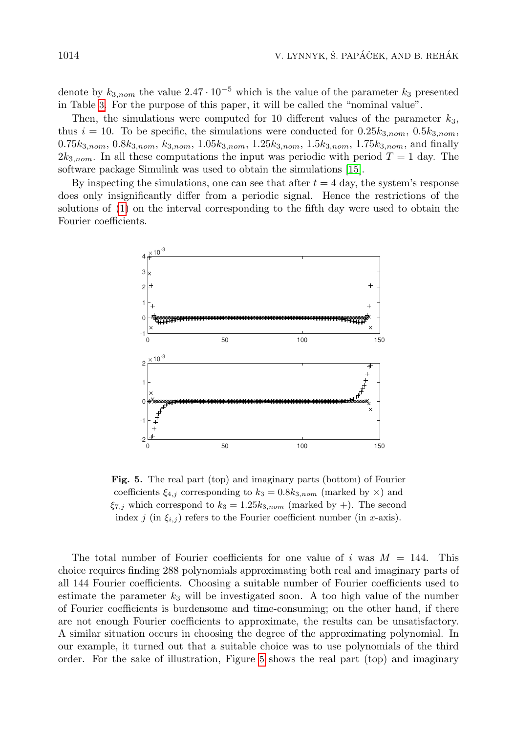denote by $k_{3,nom}$ the value $2.47 \cdot 10^{-5}$ which is the value of the parameter $k_3$ presented in Table 3. For the purpose of this paper, it will be called the "nominal value".

Then, the simulations were computed for 10 different values of the parameter $k_3$, thus $i = 10$. To be specific, the simulations were conducted for $0.25k_{3,nom}$, $0.5k_{3,nom}$, $0.75k_{3,nom}$, $0.8k_{3,nom}$, $k_{3,nom}$, $1.05k_{3,nom}$, $1.25k_{3,nom}$, $1.5k_{3,nom}$, $1.75k_{3,nom}$, and finally $2k_{3,nom}$. In all these computations the input was periodic with period $T = 1$ day. The software package Simulink was used to obtain the simulations [15].

By inspecting the simulations, one can see that after $t = 4$ day, the system's response does only insignificantly differ from a periodic signal. Hence the restrictions of the solutions of (1) on the interval corresponding to the fifth day were used to obtain the Fourier coefficients.

**Fig. 5.** The real part (top) and imaginary parts (bottom) of Fourier coefficients $\xi_{4,j}$ corresponding to $k_3 = 0.8k_{3,nom}$ (marked by $\times$) and $\xi_{7,j}$ which correspond to $k_3 = 1.25k_{3,nom}$ (marked by $+$). The second index $j$ (in $\xi_{i,j}$) refers to the Fourier coefficient number (in $x$-axis).

The total number of Fourier coefficients for one value of $i$ was $M = 144$. This choice requires finding 288 polynomials approximating both real and imaginary parts of all 144 Fourier coefficients. Choosing a suitable number of Fourier coefficients used to estimate the parameter $k_3$ will be investigated soon. A too high value of the number of Fourier coefficients is burdensome and time-consuming; on the other hand, if there are not enough Fourier coefficients to approximate, the results can be unsatisfactory. A similar situation occurs in choosing the degree of the approximating polynomial. In our example, it turned out that a suitable choice was to use polynomials of the third order. For the sake of illustration, Figure 5 shows the real part (top) and imaginary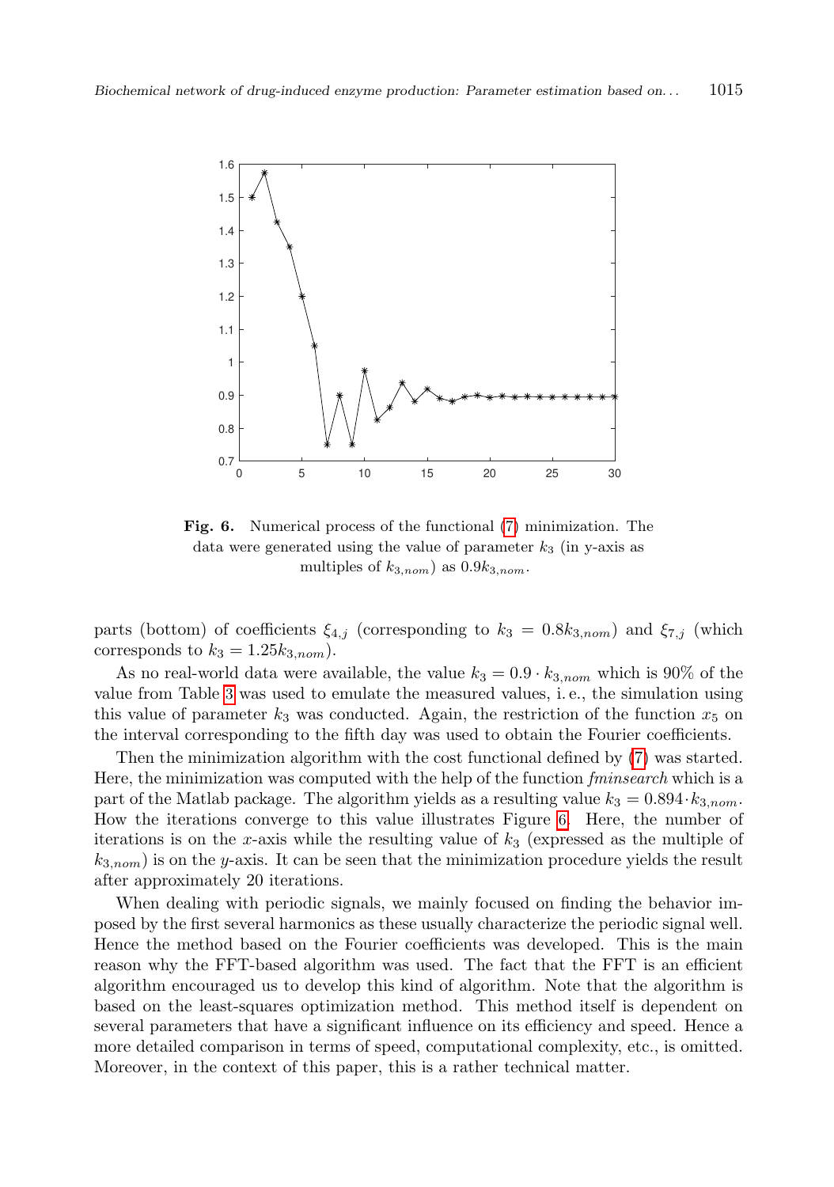**Fig. 6.** Numerical process of the functional (7) minimization. The data were generated using the value of parameter $k_3$ (in y-axis as multiples of $k_{3,nom}$) as $0.9k_{3,nom}$.

parts (bottom) of coefficients $\xi_{4,j}$ (corresponding to $k_3 = 0.8k_{3,nom}$) and $\xi_{7,j}$ (which corresponds to $k_3 = 1.25k_{3,nom}$).

As no real-world data were available, the value $k_3 = 0.9 \cdot k_{3,nom}$ which is 90% of the value from Table 3 was used to emulate the measured values, i. e., the simulation using this value of parameter $k_3$ was conducted. Again, the restriction of the function $x_5$ on the interval corresponding to the fifth day was used to obtain the Fourier coefficients.

Then the minimization algorithm with the cost functional defined by (7) was started. Here, the minimization was computed with the help of the function *fminsearch* which is a part of the Matlab package. The algorithm yields as a resulting value $k_3 = 0.894 \cdot k_{3,nom}$. How the iterations converge to this value illustrates Figure 6. Here, the number of iterations is on the $x$-axis while the resulting value of $k_3$ (expressed as the multiple of $k_{3,nom}$) is on the $y$-axis. It can be seen that the minimization procedure yields the result after approximately 20 iterations.

When dealing with periodic signals, we mainly focused on finding the behavior imposed by the first several harmonics as these usually characterize the periodic signal well. Hence the method based on the Fourier coefficients was developed. This is the main reason why the FFT-based algorithm was used. The fact that the FFT is an efficient algorithm encouraged us to develop this kind of algorithm. Note that the algorithm is based on the least-squares optimization method. This method itself is dependent on several parameters that have a significant influence on its efficiency and speed. Hence a more detailed comparison in terms of speed, computational complexity, etc., is omitted. Moreover, in the context of this paper, this is a rather technical matter.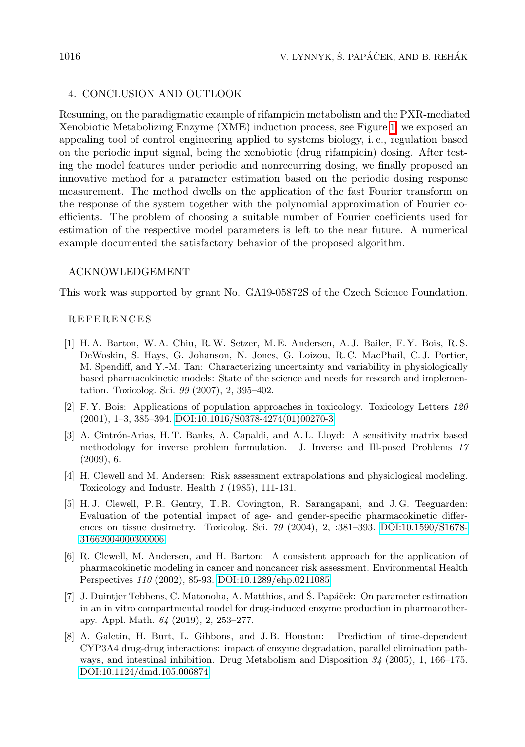## 4. CONCLUSION AND OUTLOOK

Resuming, on the paradigmatic example of rifampicin metabolism and the PXR-mediated Xenobiotic Metabolizing Enzyme (XME) induction process, see Figure 1, we exposed an appealing tool of control engineering applied to systems biology, i. e., regulation based on the periodic input signal, being the xenobiotic (drug rifampicin) dosing. After testing the model features under periodic and nonrecurring dosing, we finally proposed an innovative method for a parameter estimation based on the periodic dosing response measurement. The method dwells on the application of the fast Fourier transform on the response of the system together with the polynomial approximation of Fourier coefficients. The problem of choosing a suitable number of Fourier coefficients used for estimation of the respective model parameters is left to the near future. A numerical example documented the satisfactory behavior of the proposed algorithm.

## ACKNOWLEDGEMENT

This work was supported by grant No. GA19-05872S of the Czech Science Foundation.

## REFERENCES

[1] H. A. Barton, W. A. Chiu, R. W. Setzer, M. E. Andersen, A. J. Bailer, F. Y. Bois, R. S. DeWoskin, S. Hays, G. Johanson, N. Jones, G. Loizou, R. C. MacPhail, C. J. Portier, M. Spendiff, and Y.-M. Tan: Characterizing uncertainty and variability in physiologically based pharmacokinetic models: State of the science and needs for research and implementation. Toxicolog. Sci. *99* (2007), 2, 395–402.

[2] F. Y. Bois: Applications of population approaches in toxicology. Toxicology Letters *120* (2001), 1–3, 385–394. DOI:10.1016/S0378-4274(01)00270-3

[3] A. Cintrón-Arias, H. T. Banks, A. Capaldi, and A. L. Lloyd: A sensitivity matrix based methodology for inverse problem formulation. J. Inverse and Ill-posed Problems *17* (2009), 6.

[4] H. Clewell and M. Andersen: Risk assessment extrapolations and physiological modeling. Toxicology and Industr. Health *1* (1985), 111-131.

[5] H. J. Clewell, P. R. Gentry, T. R. Covington, R. Sarangapani, and J. G. Teeguarden: Evaluation of the potential impact of age- and gender-specific pharmacokinetic differences on tissue dosimetry. Toxicolog. Sci. *79* (2004), 2, :381–393. DOI:10.1590/S1678-31662004000300006

[6] R. Clewell, M. Andersen, and H. Barton: A consistent approach for the application of pharmacokinetic modeling in cancer and noncancer risk assessment. Environmental Health Perspectives *110* (2002), 85-93. DOI:10.1289/ehp.0211085

[7] J. Duintjer Tebbens, C. Matonoha, A. Matthios, and Š. Papáček: On parameter estimation in an in vitro compartmental model for drug-induced enzyme production in pharmacotherapy. Appl. Math. *64* (2019), 2, 253–277.

[8] A. Galetin, H. Burt, L. Gibbons, and J. B. Houston: Prediction of time-dependent CYP3A4 drug-drug interactions: impact of enzyme degradation, parallel elimination pathways, and intestinal inhibition. Drug Metabolism and Disposition *34* (2005), 1, 166–175. DOI:10.1124/dmd.105.006874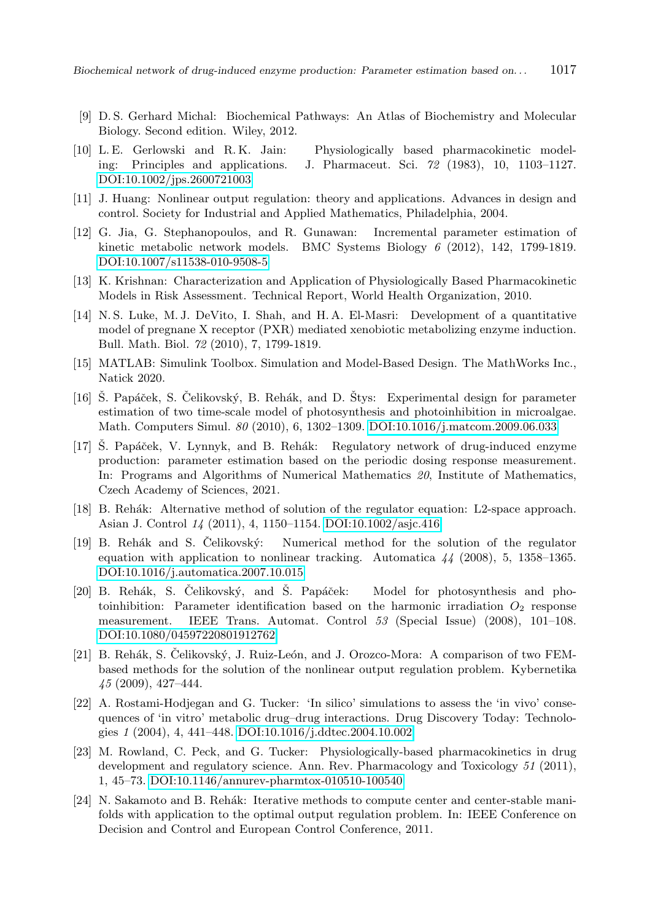[9] D. S. Gerhard Michal: Biochemical Pathways: An Atlas of Biochemistry and Molecular Biology. Second edition. Wiley, 2012.

[10] L. E. Gerlowski and R. K. Jain: Physiologically based pharmacokinetic modeling: Principles and applications. J. Pharmaceut. Sci. *72* (1983), 10, 1103–1127. DOI:10.1002/jps.2600721003

[11] J. Huang: Nonlinear output regulation: theory and applications. Advances in design and control. Society for Industrial and Applied Mathematics, Philadelphia, 2004.

[12] G. Jia, G. Stephanopoulos, and R. Gunawan: Incremental parameter estimation of kinetic metabolic network models. BMC Systems Biology *6* (2012), 142, 1799-1819. DOI:10.1007/s11538-010-9508-5

[13] K. Krishnan: Characterization and Application of Physiologically Based Pharmacokinetic Models in Risk Assessment. Technical Report, World Health Organization, 2010.

[14] N. S. Luke, M. J. DeVito, I. Shah, and H. A. El-Masri: Development of a quantitative model of pregnane X receptor (PXR) mediated xenobiotic metabolizing enzyme induction. Bull. Math. Biol. *72* (2010), 7, 1799-1819.

[15] MATLAB: Simulink Toolbox. Simulation and Model-Based Design. The MathWorks Inc., Natick 2020.

[16] Š. Papáček, S. Čelikovský, B. Rehák, and D. Štys: Experimental design for parameter estimation of two time-scale model of photosynthesis and photoinhibition in microalgae. Math. Computers Simul. *80* (2010), 6, 1302–1309. DOI:10.1016/j.matcom.2009.06.033

[17] Š. Papáček, V. Lynnyk, and B. Rehák: Regulatory network of drug-induced enzyme production: parameter estimation based on the periodic dosing response measurement. In: Programs and Algorithms of Numerical Mathematics *20*, Institute of Mathematics, Czech Academy of Sciences, 2021.

[18] B. Rehák: Alternative method of solution of the regulator equation: L2-space approach. Asian J. Control *14* (2011), 4, 1150–1154. DOI:10.1002/asjc.416

[19] B. Rehák and S. Čelikovský: Numerical method for the solution of the regulator equation with application to nonlinear tracking. Automatica *44* (2008), 5, 1358–1365. DOI:10.1016/j.automatica.2007.10.015

[20] B. Rehák, S. Čelikovský, and Š. Papáček: Model for photosynthesis and photoinhibition: Parameter identification based on the harmonic irradiation $O_2$ response measurement. IEEE Trans. Automat. Control *53* (Special Issue) (2008), 101–108. DOI:10.1080/04597220801912762

[21] B. Rehák, S. Čelikovský, J. Ruiz-León, and J. Orozco-Mora: A comparison of two FEM-based methods for the solution of the nonlinear output regulation problem. Kybernetika *45* (2009), 427–444.

[22] A. Rostami-Hodjegan and G. Tucker: 'In silico' simulations to assess the 'in vivo' consequences of 'in vitro' metabolic drug–drug interactions. Drug Discovery Today: Technologies *1* (2004), 4, 441–448. DOI:10.1016/j.ddtec.2004.10.002

[23] M. Rowland, C. Peck, and G. Tucker: Physiologically-based pharmacokinetics in drug development and regulatory science. Ann. Rev. Pharmacology and Toxicology *51* (2011), 1, 45–73. DOI:10.1146/annurev-pharmtox-010510-100540

[24] N. Sakamoto and B. Rehák: Iterative methods to compute center and center-stable manifolds with application to the optimal output regulation problem. In: IEEE Conference on Decision and Control and European Control Conference, 2011.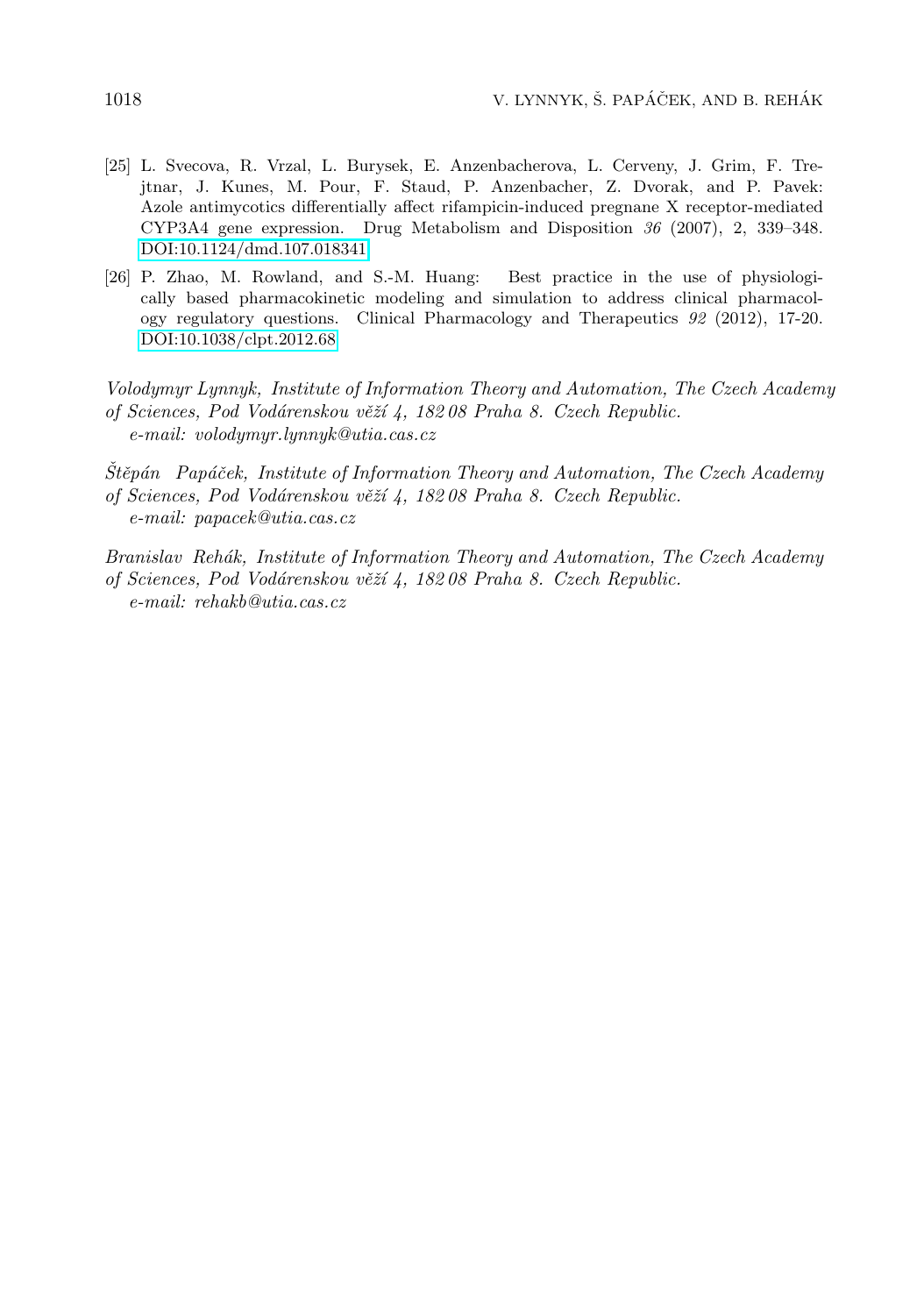[25] L. Svecova, R. Vrzal, L. Burysek, E. Anzenbacherova, L. Cerveny, J. Grim, F. Trejtnar, J. Kunes, M. Pour, F. Staud, P. Anzenbacher, Z. Dvorak, and P. Pavek: Azole antimycotics differentially affect rifampicin-induced pregnane X receptor-mediated CYP3A4 gene expression. Drug Metabolism and Disposition *36* (2007), 2, 339–348. DOI:10.1124/dmd.107.018341

[26] P. Zhao, M. Rowland, and S.-M. Huang: Best practice in the use of physiologically based pharmacokinetic modeling and simulation to address clinical pharmacology regulatory questions. Clinical Pharmacology and Therapeutics *92* (2012), 17-20. DOI:10.1038/clpt.2012.68

*Volodymyr Lynnyk, Institute of Information Theory and Automation, The Czech Academy of Sciences, Pod Vodárenskou věží 4, 182 08 Praha 8. Czech Republic.*
*e-mail: volodymyr.lynnyk@utia.cas.cz*

*Štěpán Papáček, Institute of Information Theory and Automation, The Czech Academy of Sciences, Pod Vodárenskou věží 4, 182 08 Praha 8. Czech Republic.*
*e-mail: papacek@utia.cas.cz*

*Branislav Rehák, Institute of Information Theory and Automation, The Czech Academy of Sciences, Pod Vodárenskou věží 4, 182 08 Praha 8. Czech Republic.*
*e-mail: rehakb@utia.cas.cz*